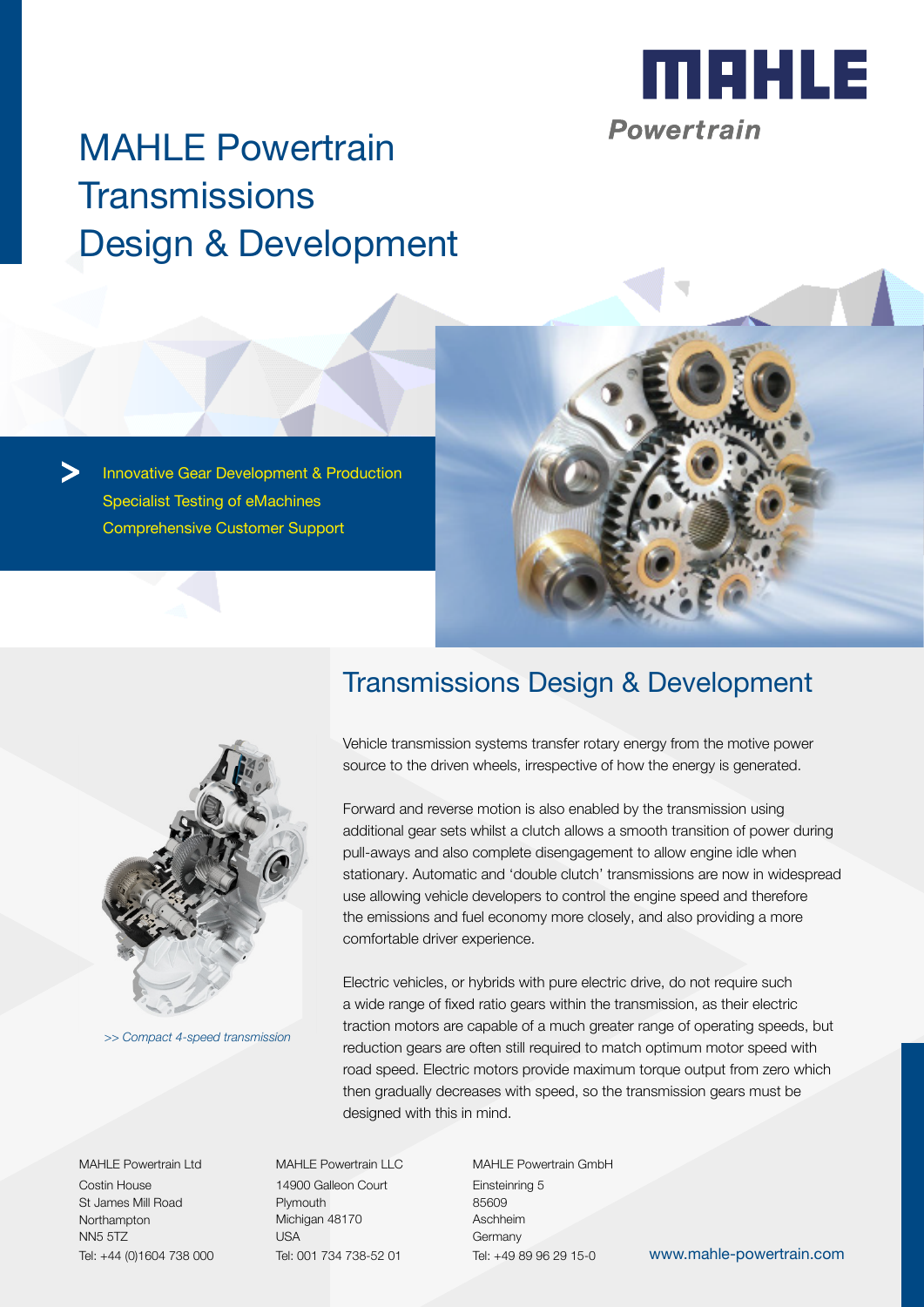MAHLE Powertrain

# MAHLE Powertrain Transmissions Design & Development

> Innovative Gear Development & Production
> Specialist Testing of eMachines
> Comprehensive Customer Support

## Transmissions Design & Development

*>> Compact 4-speed transmission*

Vehicle transmission systems transfer rotary energy from the motive power source to the driven wheels, irrespective of how the energy is generated.

Forward and reverse motion is also enabled by the transmission using additional gear sets whilst a clutch allows a smooth transition of power during pull-aways and also complete disengagement to allow engine idle when stationary. Automatic and 'double clutch' transmissions are now in widespread use allowing vehicle developers to control the engine speed and therefore the emissions and fuel economy more closely, and also providing a more comfortable driver experience.

Electric vehicles, or hybrids with pure electric drive, do not require such a wide range of fixed ratio gears within the transmission, as their electric traction motors are capable of a much greater range of operating speeds, but reduction gears are often still required to match optimum motor speed with road speed. Electric motors provide maximum torque output from zero which then gradually decreases with speed, so the transmission gears must be designed with this in mind.

MAHLE Powertrain Ltd
Costin House
St James Mill Road
Northampton
NN5 5TZ
Tel: +44 (0)1604 738 000

MAHLE Powertrain LLC
14900 Galleon Court
Plymouth
Michigan 48170
USA
Tel: 001 734 738-52 01

MAHLE Powertrain GmbH
Einsteinring 5
85609
Aschheim
Germany
Tel: +49 89 96 29 15-0

www.mahle-powertrain.com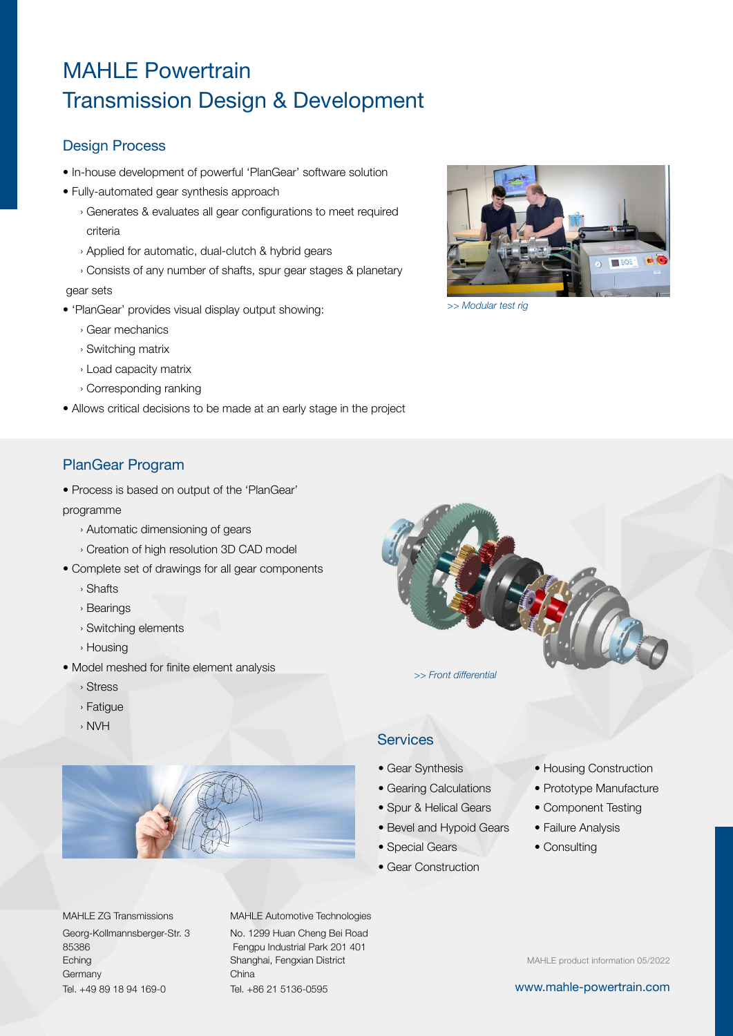# MAHLE Powertrain
# Transmission Design & Development

## Design Process

- In-house development of powerful 'PlanGear' software solution
- Fully-automated gear synthesis approach
  - Generates & evaluates all gear configurations to meet required criteria
  - Applied for automatic, dual-clutch & hybrid gears
  - Consists of any number of shafts, spur gear stages & planetary gear sets
- 'PlanGear' provides visual display output showing:
  - Gear mechanics
  - Switching matrix
  - Load capacity matrix
  - Corresponding ranking
- Allows critical decisions to be made at an early stage in the project

*>> Modular test rig*

## PlanGear Program

- Process is based on output of the 'PlanGear' programme
  - Automatic dimensioning of gears
  - Creation of high resolution 3D CAD model
- Complete set of drawings for all gear components
  - Shafts
  - Bearings
  - Switching elements
  - Housing
- Model meshed for finite element analysis
  - Stress
  - Fatigue
  - NVH

*>> Front differential*

## Services

- Gear Synthesis
- Gearing Calculations
- Spur & Helical Gears
- Bevel and Hypoid Gears
- Special Gears
- Gear Construction
- Housing Construction
- Prototype Manufacture
- Component Testing
- Failure Analysis
- Consulting

MAHLE ZG Transmissions
Georg-Kollmannsberger-Str. 3
85386
Eching
Germany
Tel. +49 89 18 94 169-0

MAHLE Automotive Technologies
No. 1299 Huan Cheng Bei Road
Fengpu Industrial Park 201 401
Shanghai, Fengxian District
China
Tel. +86 21 5136-0595

MAHLE product information 05/2022

www.mahle-powertrain.com